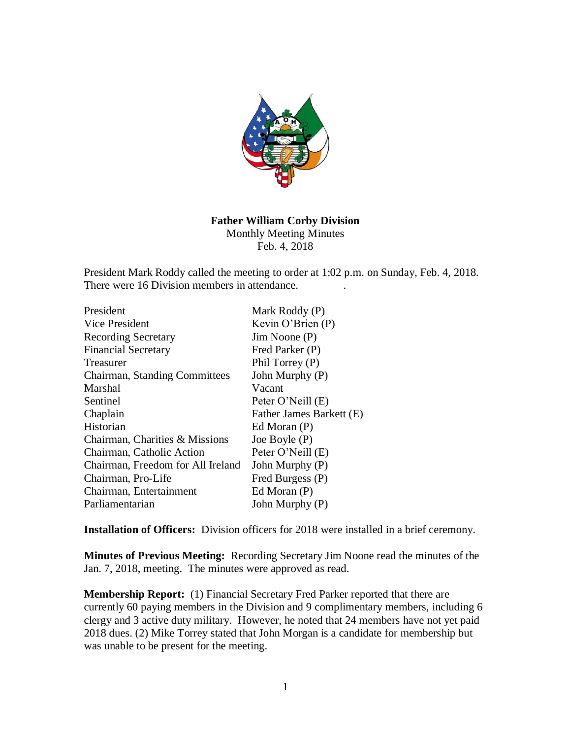**Father William Corby Division**
Monthly Meeting Minutes
Feb. 4, 2018

President Mark Roddy called the meeting to order at 1:02 p.m. on Sunday, Feb. 4, 2018. There were 16 Division members in attendance.

| | |
|---|---|
| President | Mark Roddy (P) |
| Vice President | Kevin O'Brien (P) |
| Recording Secretary | Jim Noone (P) |
| Financial Secretary | Fred Parker (P) |
| Treasurer | Phil Torrey (P) |
| Chairman, Standing Committees | John Murphy (P) |
| Marshal | Vacant |
| Sentinel | Peter O'Neill (E) |
| Chaplain | Father James Barkett (E) |
| Historian | Ed Moran (P) |
| Chairman, Charities & Missions | Joe Boyle (P) |
| Chairman, Catholic Action | Peter O'Neill (E) |
| Chairman, Freedom for All Ireland | John Murphy (P) |
| Chairman, Pro-Life | Fred Burgess (P) |
| Chairman, Entertainment | Ed Moran (P) |
| Parliamentarian | John Murphy (P) |

**Installation of Officers:** Division officers for 2018 were installed in a brief ceremony.

**Minutes of Previous Meeting:** Recording Secretary Jim Noone read the minutes of the Jan. 7, 2018, meeting. The minutes were approved as read.

**Membership Report:** (1) Financial Secretary Fred Parker reported that there are currently 60 paying members in the Division and 9 complimentary members, including 6 clergy and 3 active duty military. However, he noted that 24 members have not yet paid 2018 dues. (2) Mike Torrey stated that John Morgan is a candidate for membership but was unable to be present for the meeting.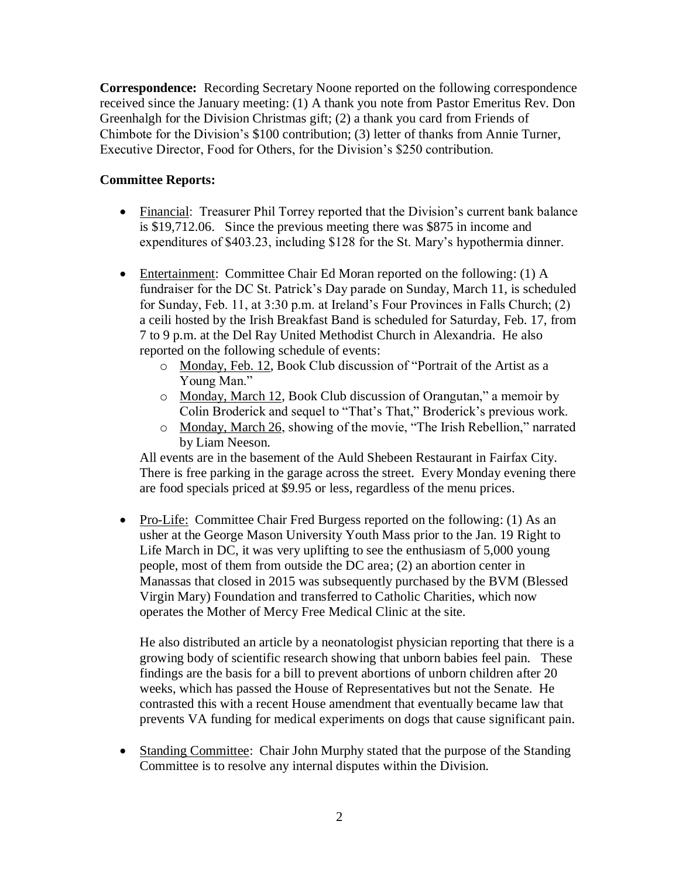**Correspondence:** Recording Secretary Noone reported on the following correspondence received since the January meeting: (1) A thank you note from Pastor Emeritus Rev. Don Greenhalgh for the Division Christmas gift; (2) a thank you card from Friends of Chimbote for the Division's $100 contribution; (3) letter of thanks from Annie Turner, Executive Director, Food for Others, for the Division's $250 contribution.

**Committee Reports:**

- Financial: Treasurer Phil Torrey reported that the Division's current bank balance is $19,712.06. Since the previous meeting there was $875 in income and expenditures of $403.23, including $128 for the St. Mary's hypothermia dinner.

- Entertainment: Committee Chair Ed Moran reported on the following: (1) A fundraiser for the DC St. Patrick's Day parade on Sunday, March 11, is scheduled for Sunday, Feb. 11, at 3:30 p.m. at Ireland's Four Provinces in Falls Church; (2) a ceili hosted by the Irish Breakfast Band is scheduled for Saturday, Feb. 17, from 7 to 9 p.m. at the Del Ray United Methodist Church in Alexandria. He also reported on the following schedule of events:
  - Monday, Feb. 12, Book Club discussion of "Portrait of the Artist as a Young Man."
  - Monday, March 12, Book Club discussion of Orangutan," a memoir by Colin Broderick and sequel to "That's That," Broderick's previous work.
  - Monday, March 26, showing of the movie, "The Irish Rebellion," narrated by Liam Neeson.

  All events are in the basement of the Auld Shebeen Restaurant in Fairfax City. There is free parking in the garage across the street. Every Monday evening there are food specials priced at $9.95 or less, regardless of the menu prices.

- Pro-Life: Committee Chair Fred Burgess reported on the following: (1) As an usher at the George Mason University Youth Mass prior to the Jan. 19 Right to Life March in DC, it was very uplifting to see the enthusiasm of 5,000 young people, most of them from outside the DC area; (2) an abortion center in Manassas that closed in 2015 was subsequently purchased by the BVM (Blessed Virgin Mary) Foundation and transferred to Catholic Charities, which now operates the Mother of Mercy Free Medical Clinic at the site.

  He also distributed an article by a neonatologist physician reporting that there is a growing body of scientific research showing that unborn babies feel pain. These findings are the basis for a bill to prevent abortions of unborn children after 20 weeks, which has passed the House of Representatives but not the Senate. He contrasted this with a recent House amendment that eventually became law that prevents VA funding for medical experiments on dogs that cause significant pain.

- Standing Committee: Chair John Murphy stated that the purpose of the Standing Committee is to resolve any internal disputes within the Division.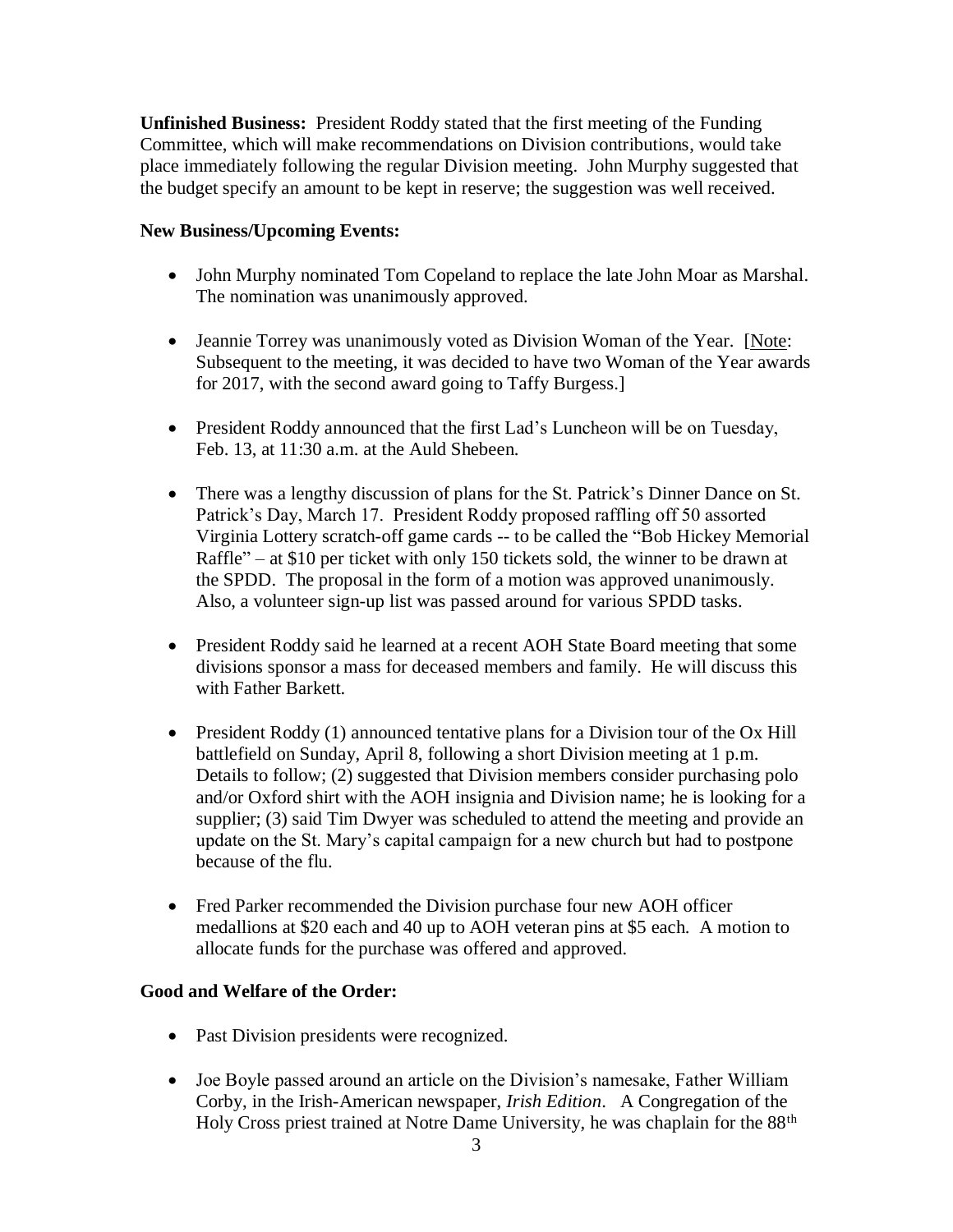**Unfinished Business:** President Roddy stated that the first meeting of the Funding Committee, which will make recommendations on Division contributions, would take place immediately following the regular Division meeting. John Murphy suggested that the budget specify an amount to be kept in reserve; the suggestion was well received.

**New Business/Upcoming Events:**

- John Murphy nominated Tom Copeland to replace the late John Moar as Marshal. The nomination was unanimously approved.
- Jeannie Torrey was unanimously voted as Division Woman of the Year. [Note: Subsequent to the meeting, it was decided to have two Woman of the Year awards for 2017, with the second award going to Taffy Burgess.]
- President Roddy announced that the first Lad's Luncheon will be on Tuesday, Feb. 13, at 11:30 a.m. at the Auld Shebeen.
- There was a lengthy discussion of plans for the St. Patrick's Dinner Dance on St. Patrick's Day, March 17. President Roddy proposed raffling off 50 assorted Virginia Lottery scratch-off game cards -- to be called the "Bob Hickey Memorial Raffle" – at $10 per ticket with only 150 tickets sold, the winner to be drawn at the SPDD. The proposal in the form of a motion was approved unanimously. Also, a volunteer sign-up list was passed around for various SPDD tasks.
- President Roddy said he learned at a recent AOH State Board meeting that some divisions sponsor a mass for deceased members and family. He will discuss this with Father Barkett.
- President Roddy (1) announced tentative plans for a Division tour of the Ox Hill battlefield on Sunday, April 8, following a short Division meeting at 1 p.m. Details to follow; (2) suggested that Division members consider purchasing polo and/or Oxford shirt with the AOH insignia and Division name; he is looking for a supplier; (3) said Tim Dwyer was scheduled to attend the meeting and provide an update on the St. Mary's capital campaign for a new church but had to postpone because of the flu.
- Fred Parker recommended the Division purchase four new AOH officer medallions at $20 each and 40 up to AOH veteran pins at $5 each. A motion to allocate funds for the purchase was offered and approved.

**Good and Welfare of the Order:**

- Past Division presidents were recognized.
- Joe Boyle passed around an article on the Division's namesake, Father William Corby, in the Irish-American newspaper, *Irish Edition*. A Congregation of the Holy Cross priest trained at Notre Dame University, he was chaplain for the 88th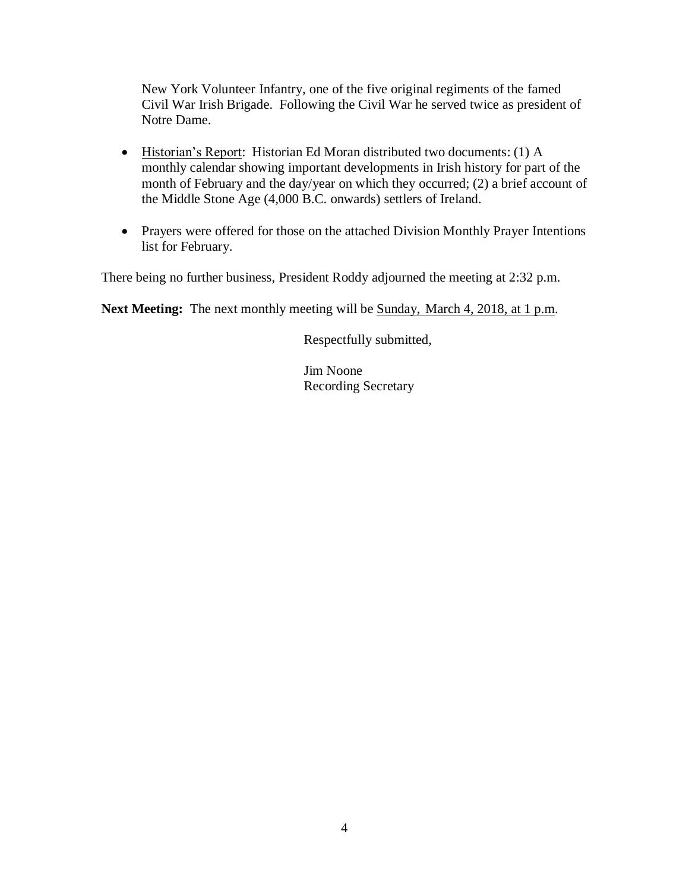New York Volunteer Infantry, one of the five original regiments of the famed Civil War Irish Brigade. Following the Civil War he served twice as president of Notre Dame.

- Historian's Report: Historian Ed Moran distributed two documents: (1) A monthly calendar showing important developments in Irish history for part of the month of February and the day/year on which they occurred; (2) a brief account of the Middle Stone Age (4,000 B.C. onwards) settlers of Ireland.

- Prayers were offered for those on the attached Division Monthly Prayer Intentions list for February.

There being no further business, President Roddy adjourned the meeting at 2:32 p.m.

**Next Meeting:** The next monthly meeting will be Sunday, March 4, 2018, at 1 p.m.

Respectfully submitted,

Jim Noone
Recording Secretary